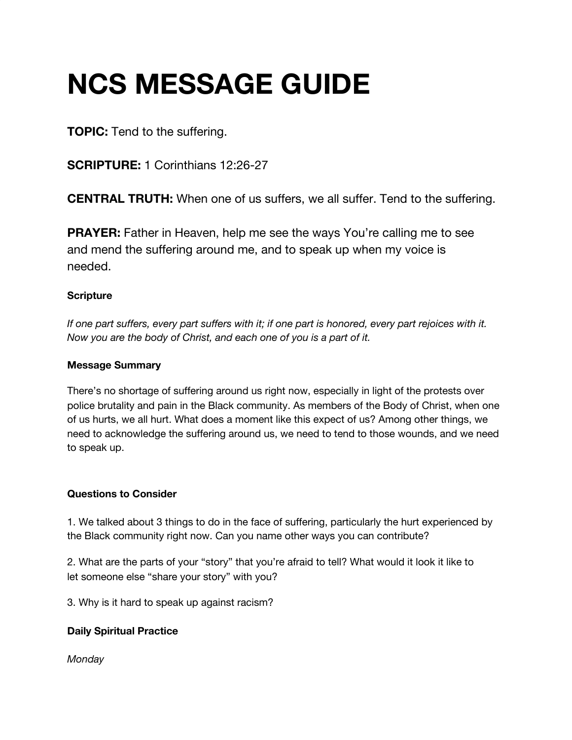# NCS MESSAGE GUIDE

**TOPIC:** Tend to the suffering.

**SCRIPTURE:** 1 Corinthians 12:26-27

**CENTRAL TRUTH:** When one of us suffers, we all suffer. Tend to the suffering.

**PRAYER:** Father in Heaven, help me see the ways You're calling me to see and mend the suffering around me, and to speak up when my voice is needed.

### Scripture

*If one part suffers, every part suffers with it; if one part is honored, every part rejoices with it. Now you are the body of Christ, and each one of you is a part of it.*

### Message Summary

There's no shortage of suffering around us right now, especially in light of the protests over police brutality and pain in the Black community. As members of the Body of Christ, when one of us hurts, we all hurt. What does a moment like this expect of us? Among other things, we need to acknowledge the suffering around us, we need to tend to those wounds, and we need to speak up.

### Questions to Consider

1. We talked about 3 things to do in the face of suffering, particularly the hurt experienced by the Black community right now. Can you name other ways you can contribute?

2. What are the parts of your "story" that you're afraid to tell? What would it look it like to let someone else "share your story" with you?

3. Why is it hard to speak up against racism?

### Daily Spiritual Practice

*Monday*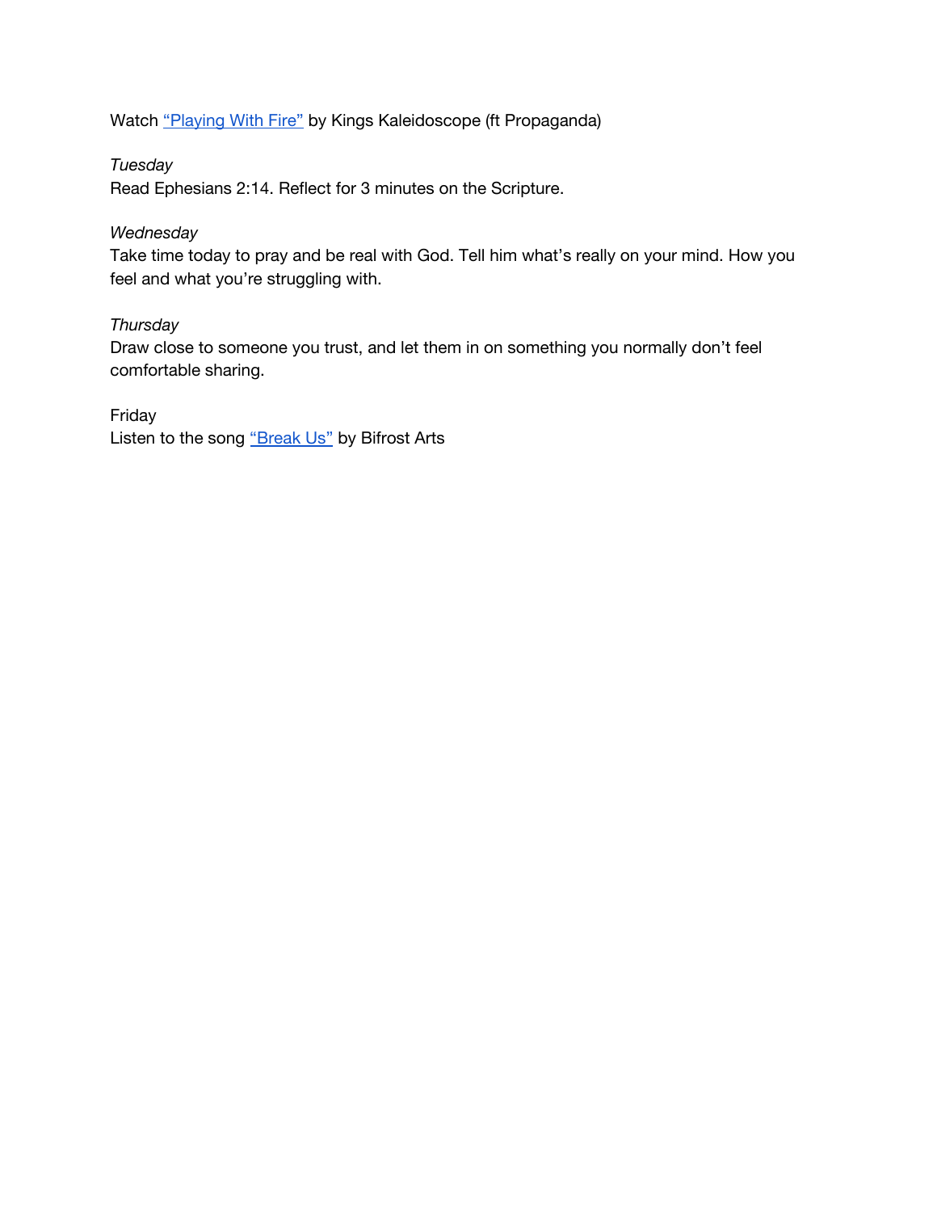Watch [“Playing With Fire”] by Kings Kaleidoscope (ft Propaganda)

*Tuesday*
Read Ephesians 2:14. Reflect for 3 minutes on the Scripture.

*Wednesday*
Take time today to pray and be real with God. Tell him what’s really on your mind. How you feel and what you’re struggling with.

*Thursday*
Draw close to someone you trust, and let them in on something you normally don’t feel comfortable sharing.

Friday
Listen to the song [“Break Us”] by Bifrost Arts